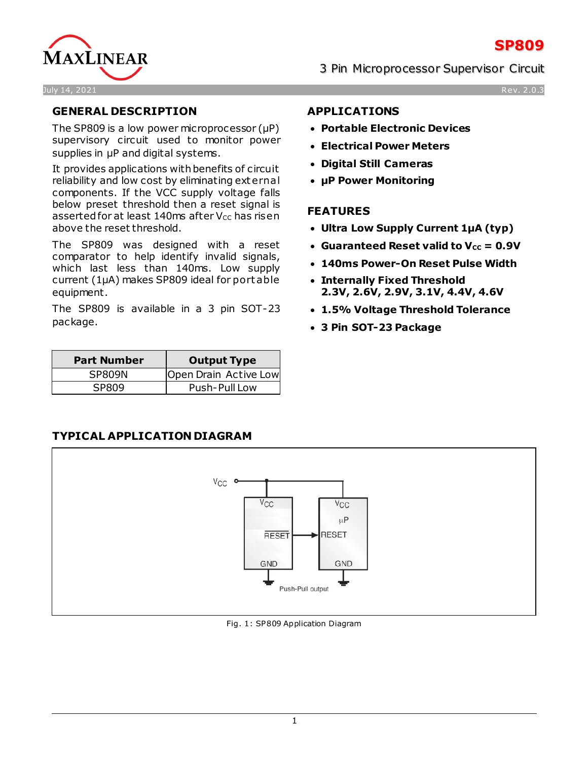# SP809

3 Pin Microprocessor Supervisor Circuit

July 14, 2021 — Rev. 2.0.3

## GENERAL DESCRIPTION

The SP809 is a low power microprocessor (µP) supervisory circuit used to monitor power supplies in µP and digital systems.

It provides applications with benefits of circuit reliability and low cost by eliminating external components. If the VCC supply voltage falls below preset threshold then a reset signal is asserted for at least 140ms after $V_{CC}$ has risen above the reset threshold.

The SP809 was designed with a reset comparator to help identify invalid signals, which last less than 140ms. Low supply current (1µA) makes SP809 ideal for portable equipment.

The SP809 is available in a 3 pin SOT-23 package.

| Part Number | Output Type |
| --- | --- |
| SP809N | Open Drain Active Low |
| SP809 | Push-Pull Low |

## APPLICATIONS

- **Portable Electronic Devices**
- **Electrical Power Meters**
- **Digital Still Cameras**
- **µP Power Monitoring**

## FEATURES

- **Ultra Low Supply Current 1µA (typ)**
- **Guaranteed Reset valid to $V_{CC}$ = 0.9V**
- **140ms Power-On Reset Pulse Width**
- **Internally Fixed Threshold 2.3V, 2.6V, 2.9V, 3.1V, 4.4V, 4.6V**
- **1.5% Voltage Threshold Tolerance**
- **3 Pin SOT-23 Package**

## TYPICAL APPLICATION DIAGRAM

Fig. 1: SP809 Application Diagram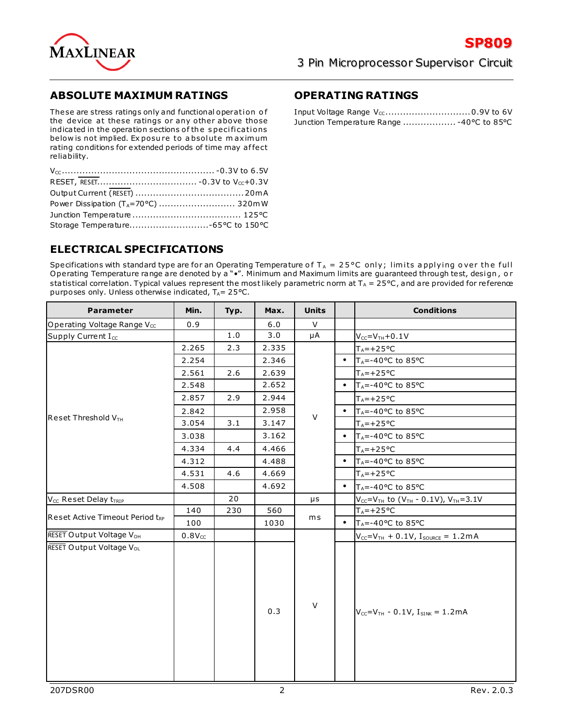## ABSOLUTE MAXIMUM RATINGS

These are stress ratings only and functional operation of the device at these ratings or any other above those indicated in the operation sections of the specifications below is not implied. Exposure to absolute maximum rating conditions for extended periods of time may affect reliability.

$V_{CC}$ .................................................... -0.3V to 6.5V
RESET, $\overline{RESET}$ .................................. -0.3V to $V_{CC}$+0.3V
Output Current ($\overline{RESET}$) ..................................... 20mA
Power Dissipation ($T_A$=70°C) .......................... 320mW
Junction Temperature ..................................... 125°C
Storage Temperature...........................-65°C to 150°C

## OPERATING RATINGS

Input Voltage Range $V_{CC}$ ............................. 0.9V to 6V
Junction Temperature Range .................. -40°C to 85°C

## ELECTRICAL SPECIFICATIONS

Specifications with standard type are for an Operating Temperature of $T_A$ = 25°C only; limits applying over the full Operating Temperature range are denoted by a "•". Minimum and Maximum limits are guaranteed through test, design, or statistical correlation. Typical values represent the most likely parametric norm at $T_A$ = 25°C, and are provided for reference purposes only. Unless otherwise indicated, $T_A$= 25°C.

| Parameter | Min. | Typ. | Max. | Units | | Conditions |
|---|---|---|---|---|---|---|
| Operating Voltage Range $V_{CC}$ | 0.9 | | 6.0 | V | | |
| Supply Current $I_{CC}$ | | 1.0 | 3.0 | µA | | $V_{CC}$=$V_{TH}$+0.1V |
| Reset Threshold $V_{TH}$ | 2.265 | 2.3 | 2.335 | V | | $T_A$=+25°C |
| | 2.254 | | 2.346 | | • | $T_A$=-40°C to 85°C |
| | 2.561 | 2.6 | 2.639 | | | $T_A$=+25°C |
| | 2.548 | | 2.652 | | • | $T_A$=-40°C to 85°C |
| | 2.857 | 2.9 | 2.944 | | | $T_A$=+25°C |
| | 2.842 | | 2.958 | | • | $T_A$=-40°C to 85°C |
| | 3.054 | 3.1 | 3.147 | | | $T_A$=+25°C |
| | 3.038 | | 3.162 | | • | $T_A$=-40°C to 85°C |
| | 4.334 | 4.4 | 4.466 | | | $T_A$=+25°C |
| | 4.312 | | 4.488 | | • | $T_A$=-40°C to 85°C |
| | 4.531 | 4.6 | 4.669 | | | $T_A$=+25°C |
| | 4.508 | | 4.692 | | • | $T_A$=-40°C to 85°C |
| $V_{CC}$ Reset Delay $t_{TRIP}$ | | 20 | | µs | | $V_{CC}$=$V_{TH}$ to ($V_{TH}$ - 0.1V), $V_{TH}$=3.1V |
| Reset Active Timeout Period $t_{RP}$ | 140 | 230 | 560 | ms | | $T_A$=+25°C |
| | 100 | | 1030 | | • | $T_A$=-40°C to 85°C |
| $\overline{RESET}$ Output Voltage $V_{OH}$ | 0.8$V_{CC}$ | | | V | | $V_{CC}$=$V_{TH}$ + 0.1V, $I_{SOURCE}$ = 1.2mA |
| $\overline{RESET}$ Output Voltage $V_{OL}$ | | | 0.3 | | | $V_{CC}$=$V_{TH}$ - 0.1V, $I_{SINK}$ = 1.2mA |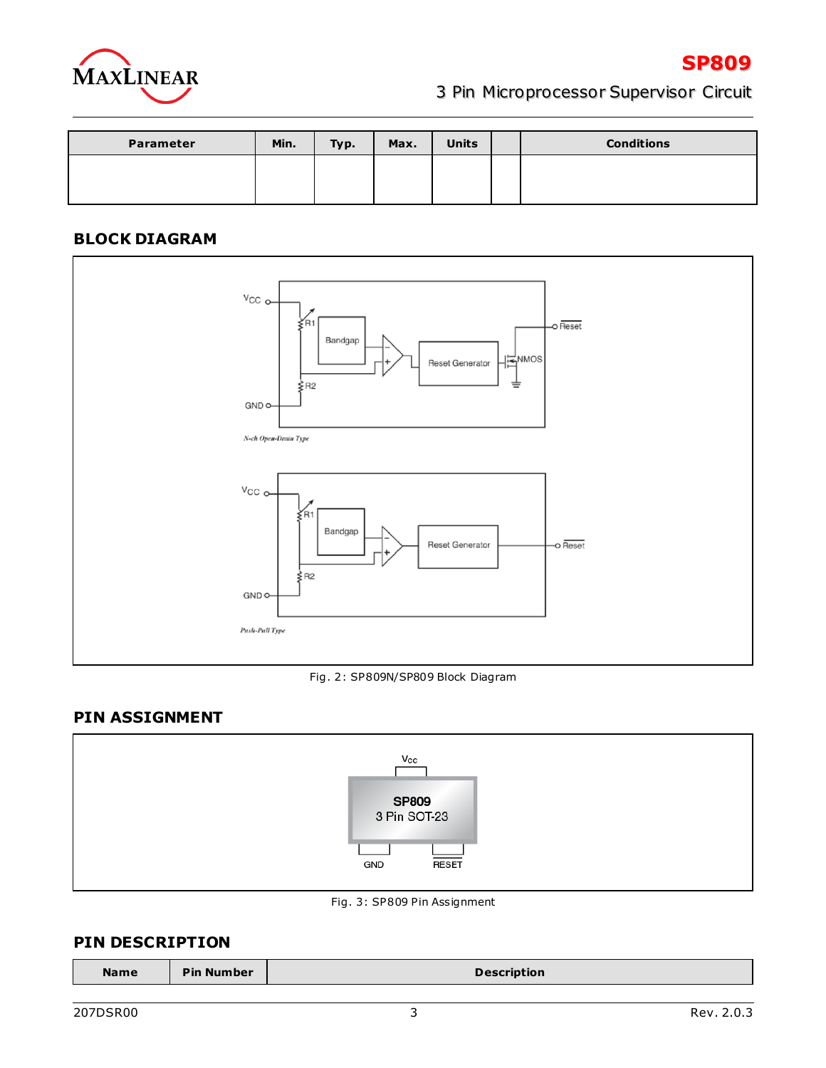| Parameter | Min. | Typ. | Max. | Units | | Conditions |
|---|---|---|---|---|---|---|
| | | | | | | |

## BLOCK DIAGRAM

Fig. 2: SP809N/SP809 Block Diagram

## PIN ASSIGNMENT

Fig. 3: SP809 Pin Assignment

## PIN DESCRIPTION

| Name | Pin Number | Description |
|---|---|---|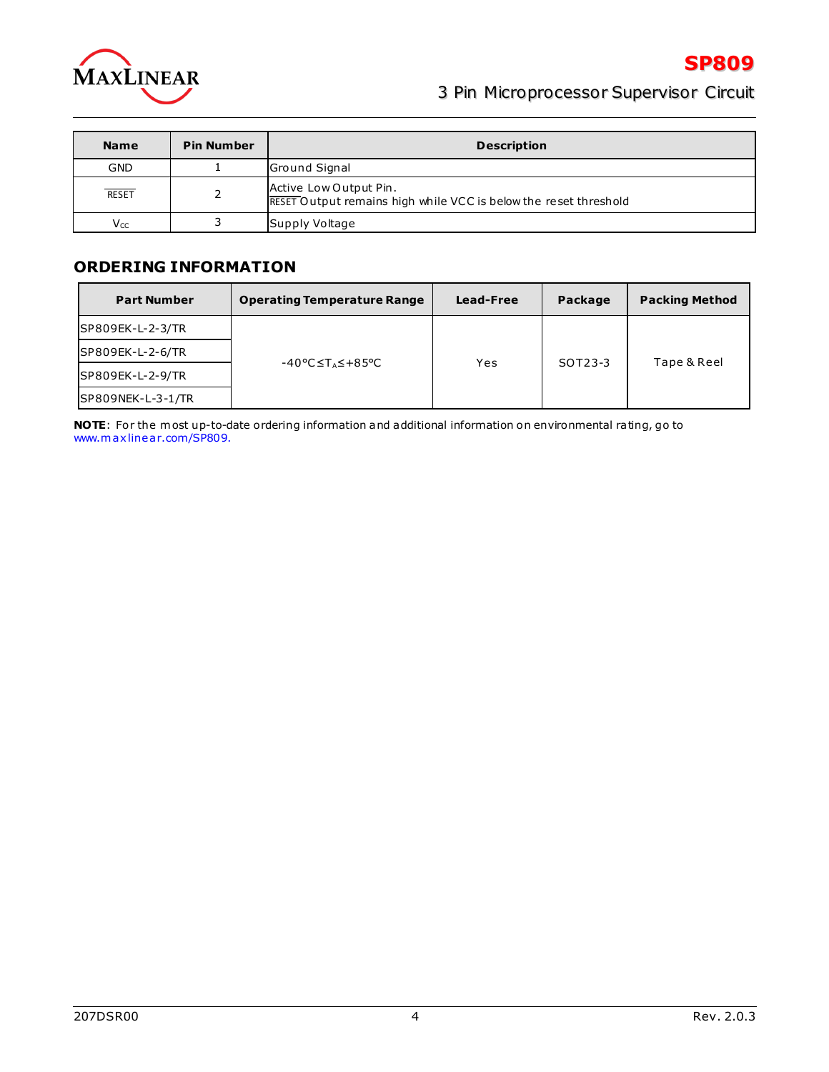| Name | Pin Number | Description |
|---|---|---|
| GND | 1 | Ground Signal |
| $\overline{\text{RESET}}$ | 2 | Active Low Output Pin. $\overline{\text{RESET}}$ Output remains high while VCC is below the reset threshold |
| $V_{CC}$ | 3 | Supply Voltage |

## ORDERING INFORMATION

| Part Number | Operating Temperature Range | Lead-Free | Package | Packing Method |
|---|---|---|---|---|
| SP809EK-L-2-3/TR | $-40°C \leq T_A \leq +85°C$ | Yes | SOT23-3 | Tape & Reel |
| SP809EK-L-2-6/TR | | | | |
| SP809EK-L-2-9/TR | | | | |
| SP809NEK-L-3-1/TR | | | | |

**NOTE**: For the most up-to-date ordering information and additional information on environmental rating, go to www.maxlinear.com/SP809.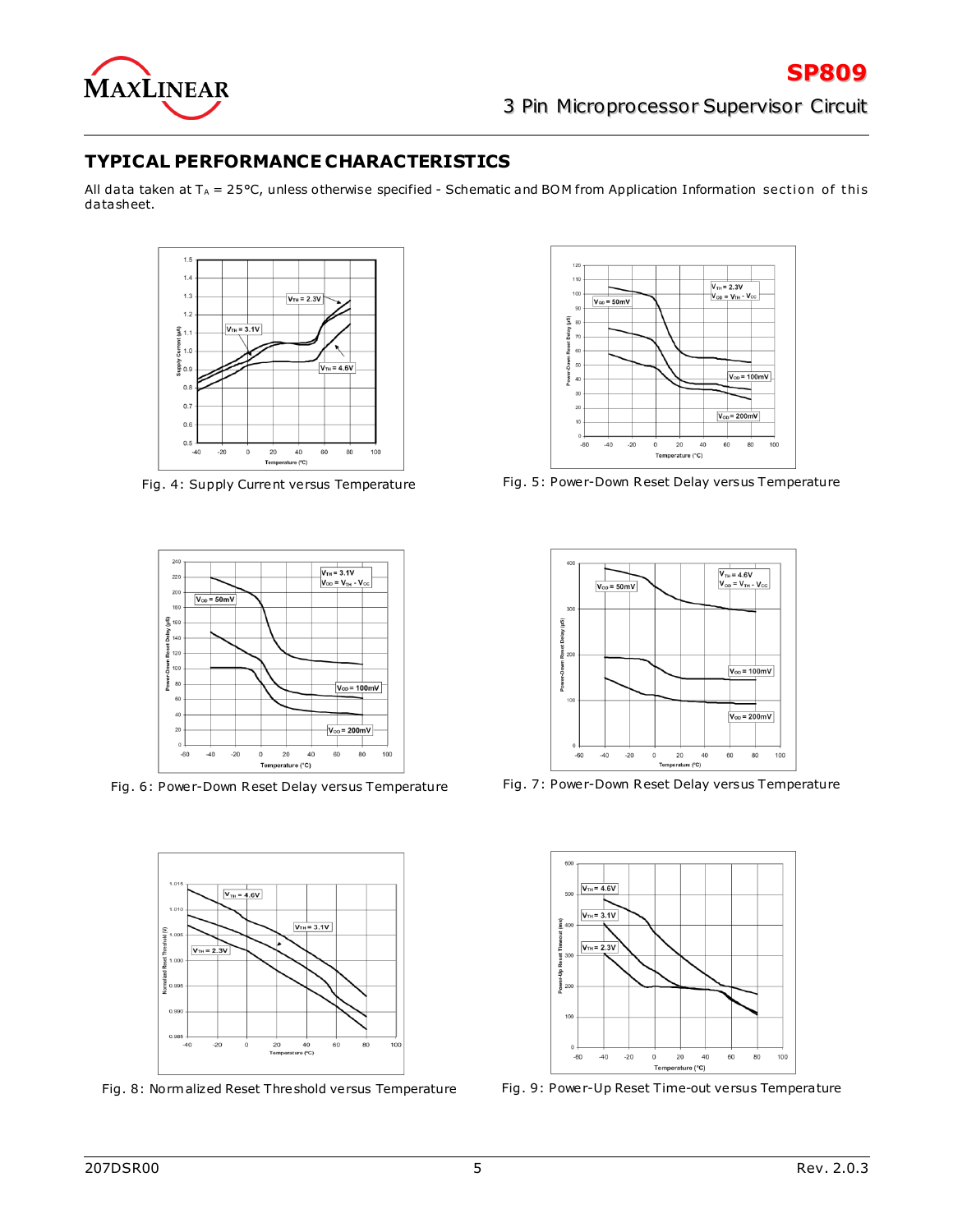## TYPICAL PERFORMANCE CHARACTERISTICS

All data taken at $T_A$ = 25°C, unless otherwise specified - Schematic and BOM from Application Information section of this datasheet.

Fig. 4: Supply Current versus Temperature

Fig. 5: Power-Down Reset Delay versus Temperature

Fig. 6: Power-Down Reset Delay versus Temperature

Fig. 7: Power-Down Reset Delay versus Temperature

Fig. 8: Normalized Reset Threshold versus Temperature

Fig. 9: Power-Up Reset Time-out versus Temperature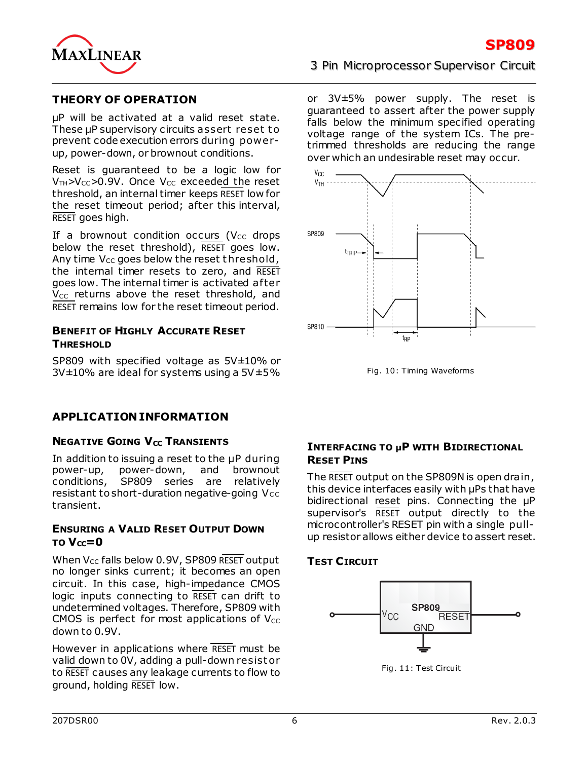## THEORY OF OPERATION

µP will be activated at a valid reset state. These µP supervisory circuits assert reset to prevent code execution errors during power-up, power-down, or brownout conditions.

Reset is guaranteed to be a logic low for $V_{TH}>V_{CC}>0.9V$. Once $V_{CC}$ exceeded the reset threshold, an internal timer keeps $\overline{RESET}$ low for the reset timeout period; after this interval, $\overline{RESET}$ goes high.

If a brownout condition occurs ($V_{CC}$ drops below the reset threshold), $\overline{RESET}$ goes low. Any time $V_{CC}$ goes below the reset threshold, the internal timer resets to zero, and $\overline{RESET}$ goes low. The internal timer is activated after $V_{CC}$ returns above the reset threshold, and $\overline{RESET}$ remains low for the reset timeout period.

### Benefit of Highly Accurate Reset Threshold

SP809 with specified voltage as 5V±10% or 3V±10% are ideal for systems using a 5V±5% or 3V±5% power supply. The reset is guaranteed to assert after the power supply falls below the minimum specified operating voltage range of the system ICs. The pre-trimmed thresholds are reducing the range over which an undesirable reset may occur.

Fig. 10: Timing Waveforms

## APPLICATION INFORMATION

### Negative Going $V_{CC}$ Transients

In addition to issuing a reset to the µP during power-up, power-down, and brownout conditions, SP809 series are relatively resistant to short-duration negative-going $V_{CC}$ transient.

### Ensuring a Valid Reset Output Down to $V_{CC}$=0

When $V_{CC}$ falls below 0.9V, SP809 $\overline{RESET}$ output no longer sinks current; it becomes an open circuit. In this case, high-impedance CMOS logic inputs connecting to $\overline{RESET}$ can drift to undetermined voltages. Therefore, SP809 with CMOS is perfect for most applications of $V_{CC}$ down to 0.9V.

However in applications where $\overline{RESET}$ must be valid down to 0V, adding a pull-down resistor to $\overline{RESET}$ causes any leakage currents to flow to ground, holding $\overline{RESET}$ low.

### Interfacing to µP with Bidirectional Reset Pins

The $\overline{RESET}$ output on the SP809N is open drain, this device interfaces easily with µPs that have bidirectional reset pins. Connecting the µP supervisor's $\overline{RESET}$ output directly to the microcontroller's RESET pin with a single pull-up resistor allows either device to assert reset.

### Test Circuit

Fig. 11: Test Circuit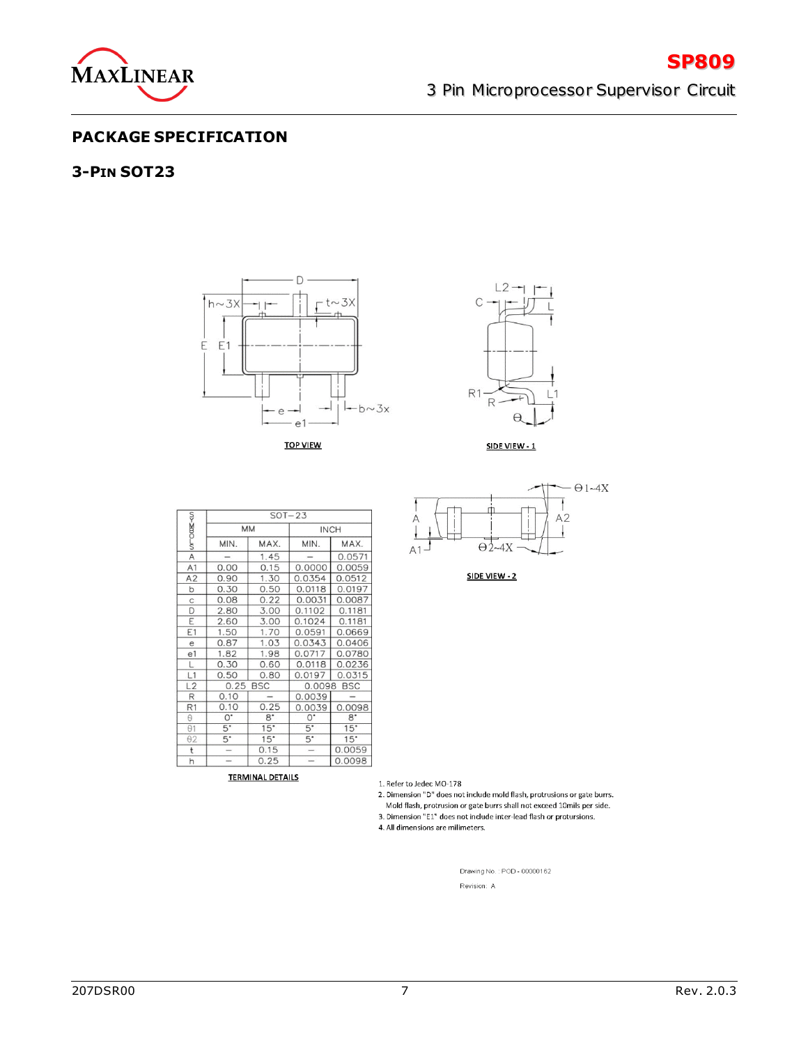## PACKAGE SPECIFICATION

### 3-PIN SOT23

TOP VIEW

SIDE VIEW - 1

SIDE VIEW - 2

| SYMBOLS | SOT−23 | | | |
|---|---|---|---|---|
| | MM | | INCH | |
| | MIN. | MAX. | MIN. | MAX. |
| A | – | 1.45 | – | 0.0571 |
| A1 | 0.00 | 0.15 | 0.0000 | 0.0059 |
| A2 | 0.90 | 1.30 | 0.0354 | 0.0512 |
| b | 0.30 | 0.50 | 0.0118 | 0.0197 |
| c | 0.08 | 0.22 | 0.0031 | 0.0087 |
| D | 2.80 | 3.00 | 0.1102 | 0.1181 |
| E | 2.60 | 3.00 | 0.1024 | 0.1181 |
| E1 | 1.50 | 1.70 | 0.0591 | 0.0669 |
| e | 0.87 | 1.03 | 0.0343 | 0.0406 |
| e1 | 1.82 | 1.98 | 0.0717 | 0.0780 |
| L | 0.30 | 0.60 | 0.0118 | 0.0236 |
| L1 | 0.50 | 0.80 | 0.0197 | 0.0315 |
| L2 | 0.25 BSC | | 0.0098 BSC | |
| R | 0.10 | – | 0.0039 | – |
| R1 | 0.10 | 0.25 | 0.0039 | 0.0098 |
| θ | 0° | 8° | 0° | 8° |
| θ1 | 5° | 15° | 5° | 15° |
| θ2 | 5° | 15° | 5° | 15° |
| t | – | 0.15 | – | 0.0059 |
| h | – | 0.25 | – | 0.0098 |

TERMINAL DETAILS

1. Refer to Jedec MO-178
2. Dimension "D" does not include mold flash, protrusions or gate burrs. Mold flash, protrusion or gate burrs shall not exceed 10mils per side.
3. Dimension "E1" does not include inter-lead flash or protursions.
4. All dimensions are millimeters.

Drawing No. : POD - 00000162

Revision: A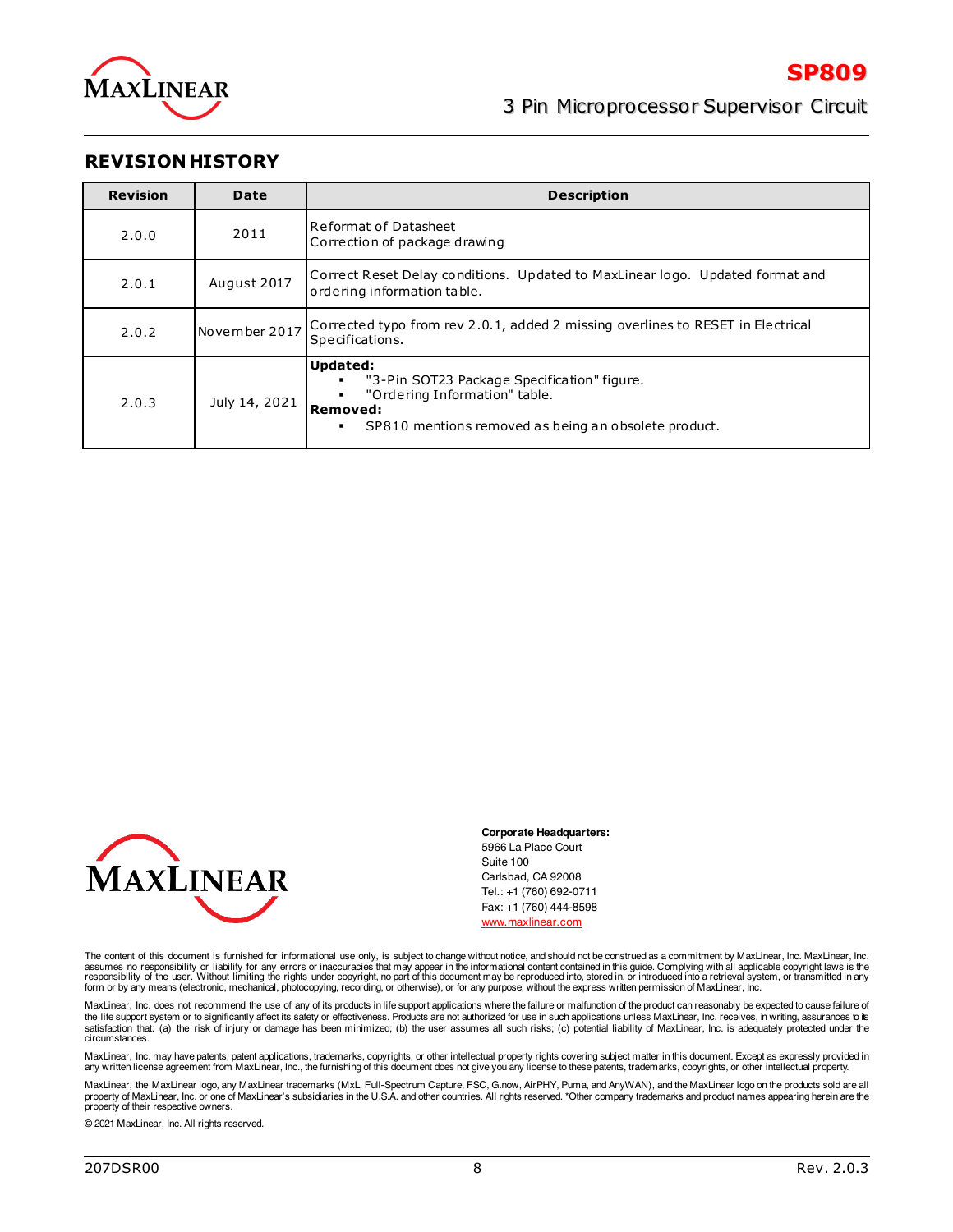## REVISION HISTORY

| Revision | Date | Description |
|---|---|---|
| 2.0.0 | 2011 | Reformat of Datasheet<br>Correction of package drawing |
| 2.0.1 | August 2017 | Correct Reset Delay conditions. Updated to MaxLinear logo. Updated format and ordering information table. |
| 2.0.2 | November 2017 | Corrected typo from rev 2.0.1, added 2 missing overlines to RESET in Electrical Specifications. |
| 2.0.3 | July 14, 2021 | **Updated:**<br>▪ "3-Pin SOT23 Package Specification" figure.<br>▪ "Ordering Information" table.<br>**Removed:**<br>▪ SP810 mentions removed as being an obsolete product. |

**Corporate Headquarters:**
5966 La Place Court
Suite 100
Carlsbad, CA 92008
Tel.: +1 (760) 692-0711
Fax: +1 (760) 444-8598
www.maxlinear.com

The content of this document is furnished for informational use only, is subject to change without notice, and should not be construed as a commitment by MaxLinear, Inc. MaxLinear, Inc. assumes no responsibility or liability for any errors or inaccuracies that may appear in the informational content contained in this guide. Complying with all applicable copyright laws is the responsibility of the user. Without limiting the rights under copyright, no part of this document may be reproduced into, stored in, or introduced into a retrieval system, or transmitted in any form or by any means (electronic, mechanical, photocopying, recording, or otherwise), or for any purpose, without the express written permission of MaxLinear, Inc.

MaxLinear, Inc. does not recommend the use of any of its products in life support applications where the failure or malfunction of the product can reasonably be expected to cause failure of the life support system or to significantly affect its safety or effectiveness. Products are not authorized for use in such applications unless MaxLinear, Inc. receives, in writing, assurances to its satisfaction that: (a) the risk of injury or damage has been minimized; (b) the user assumes all such risks; (c) potential liability of MaxLinear, Inc. is adequately protected under the circumstances.

MaxLinear, Inc. may have patents, patent applications, trademarks, copyrights, or other intellectual property rights covering subject matter in this document. Except as expressly provided in any written license agreement from MaxLinear, Inc., the furnishing of this document does not give you any license to these patents, trademarks, copyrights, or other intellectual property.

MaxLinear, the MaxLinear logo, any MaxLinear trademarks (MxL, Full-Spectrum Capture, FSC, G.now, AirPHY, Puma, and AnyWAN), and the MaxLinear logo on the products sold are all property of MaxLinear, Inc. or one of MaxLinear's subsidiaries in the U.S.A. and other countries. All rights reserved. *Other company trademarks and product names appearing herein are the property of their respective owners.

© 2021 MaxLinear, Inc. All rights reserved.